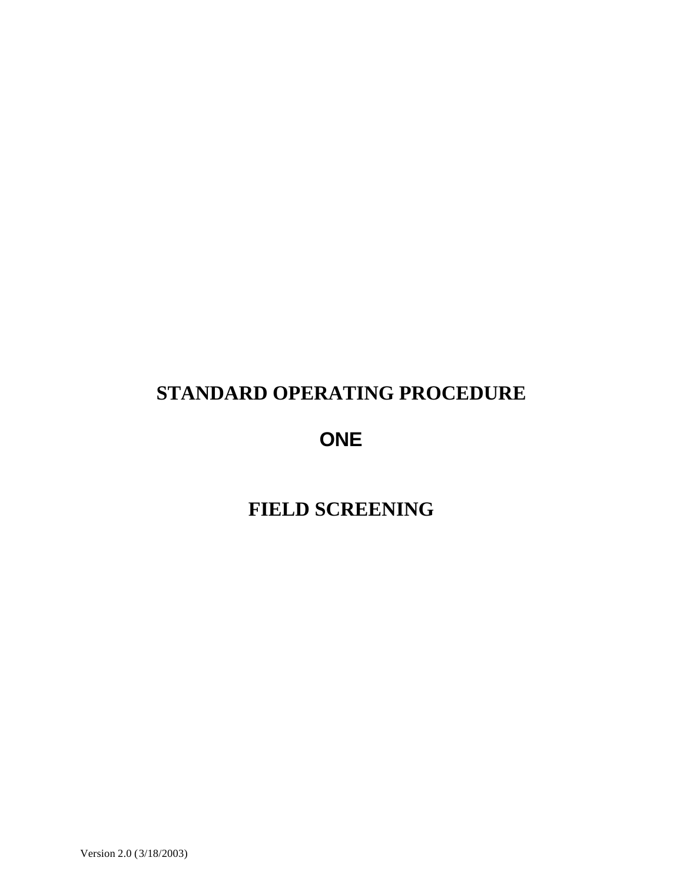# STANDARD OPERATING PROCEDURE

# ONE

# FIELD SCREENING

Version 2.0 (3/18/2003)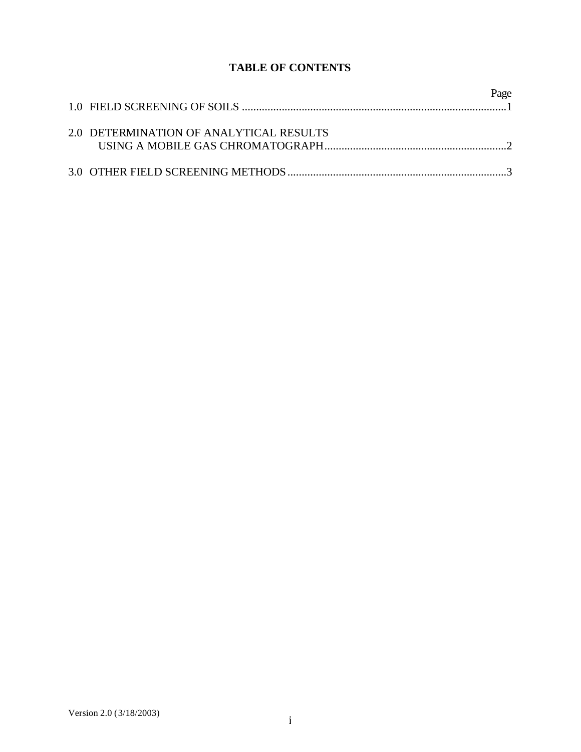# TABLE OF CONTENTS

| | Page |
|---|---|
| 1.0 FIELD SCREENING OF SOILS | 1 |
| 2.0 DETERMINATION OF ANALYTICAL RESULTS USING A MOBILE GAS CHROMATOGRAPH | 2 |
| 3.0 OTHER FIELD SCREENING METHODS | 3 |

Version 2.0 (3/18/2003)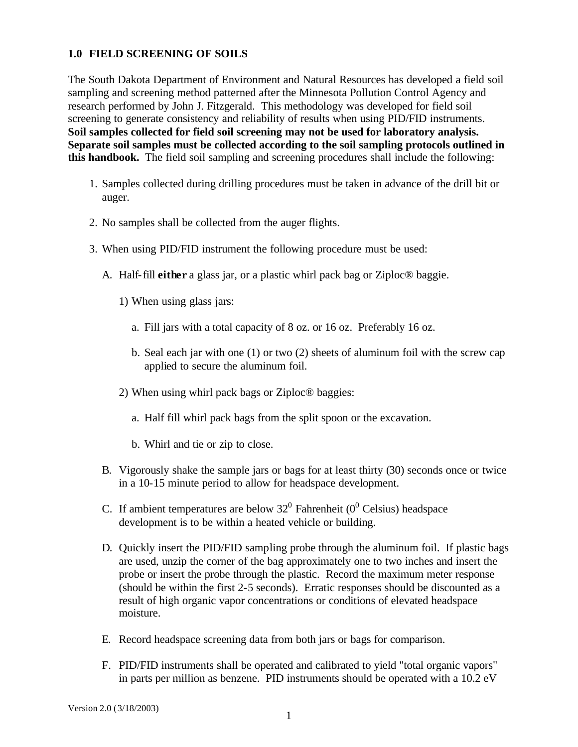## 1.0 FIELD SCREENING OF SOILS

The South Dakota Department of Environment and Natural Resources has developed a field soil sampling and screening method patterned after the Minnesota Pollution Control Agency and research performed by John J. Fitzgerald. This methodology was developed for field soil screening to generate consistency and reliability of results when using PID/FID instruments. **Soil samples collected for field soil screening may not be used for laboratory analysis. Separate soil samples must be collected according to the soil sampling protocols outlined in this handbook.** The field soil sampling and screening procedures shall include the following:

1. Samples collected during drilling procedures must be taken in advance of the drill bit or auger.

2. No samples shall be collected from the auger flights.

3. When using PID/FID instrument the following procedure must be used:

   A. Half-fill **either** a glass jar, or a plastic whirl pack bag or Ziploc® baggie.

      1) When using glass jars:

         a. Fill jars with a total capacity of 8 oz. or 16 oz. Preferably 16 oz.

         b. Seal each jar with one (1) or two (2) sheets of aluminum foil with the screw cap applied to secure the aluminum foil.

      2) When using whirl pack bags or Ziploc® baggies:

         a. Half fill whirl pack bags from the split spoon or the excavation.

         b. Whirl and tie or zip to close.

   B. Vigorously shake the sample jars or bags for at least thirty (30) seconds once or twice in a 10-15 minute period to allow for headspace development.

   C. If ambient temperatures are below $32^0$ Fahrenheit ($0^0$ Celsius) headspace development is to be within a heated vehicle or building.

   D. Quickly insert the PID/FID sampling probe through the aluminum foil. If plastic bags are used, unzip the corner of the bag approximately one to two inches and insert the probe or insert the probe through the plastic. Record the maximum meter response (should be within the first 2-5 seconds). Erratic responses should be discounted as a result of high organic vapor concentrations or conditions of elevated headspace moisture.

   E. Record headspace screening data from both jars or bags for comparison.

   F. PID/FID instruments shall be operated and calibrated to yield "total organic vapors" in parts per million as benzene. PID instruments should be operated with a 10.2 eV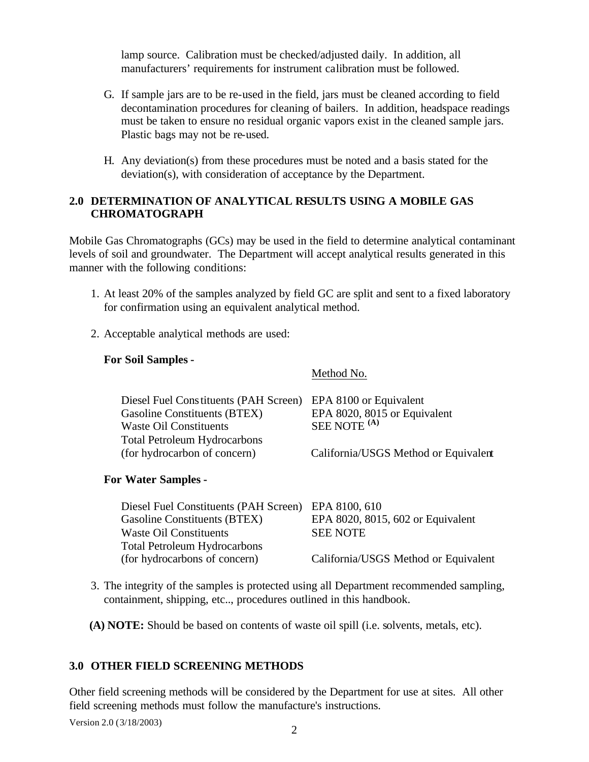lamp source. Calibration must be checked/adjusted daily. In addition, all manufacturers' requirements for instrument calibration must be followed.

G. If sample jars are to be re-used in the field, jars must be cleaned according to field decontamination procedures for cleaning of bailers. In addition, headspace readings must be taken to ensure no residual organic vapors exist in the cleaned sample jars. Plastic bags may not be re-used.

H. Any deviation(s) from these procedures must be noted and a basis stated for the deviation(s), with consideration of acceptance by the Department.

## 2.0 DETERMINATION OF ANALYTICAL RESULTS USING A MOBILE GAS CHROMATOGRAPH

Mobile Gas Chromatographs (GCs) may be used in the field to determine analytical contaminant levels of soil and groundwater. The Department will accept analytical results generated in this manner with the following conditions:

1. At least 20% of the samples analyzed by field GC are split and sent to a fixed laboratory for confirmation using an equivalent analytical method.

2. Acceptable analytical methods are used:

**For Soil Samples -**

| | Method No. |
|---|---|
| Diesel Fuel Constituents (PAH Screen) | EPA 8100 or Equivalent |
| Gasoline Constituents (BTEX) | EPA 8020, 8015 or Equivalent |
| Waste Oil Constituents | SEE NOTE [(A)] |
| Total Petroleum Hydrocarbons (for hydrocarbon of concern) | California/USGS Method or Equivalent |

**For Water Samples -**

| | |
|---|---|
| Diesel Fuel Constituents (PAH Screen) | EPA 8100, 610 |
| Gasoline Constituents (BTEX) | EPA 8020, 8015, 602 or Equivalent |
| Waste Oil Constituents | SEE NOTE |
| Total Petroleum Hydrocarbons (for hydrocarbons of concern) | California/USGS Method or Equivalent |

3. The integrity of the samples is protected using all Department recommended sampling, containment, shipping, etc.., procedures outlined in this handbook.

**(A) NOTE:** Should be based on contents of waste oil spill (i.e. solvents, metals, etc).

## 3.0 OTHER FIELD SCREENING METHODS

Other field screening methods will be considered by the Department for use at sites. All other field screening methods must follow the manufacture's instructions.